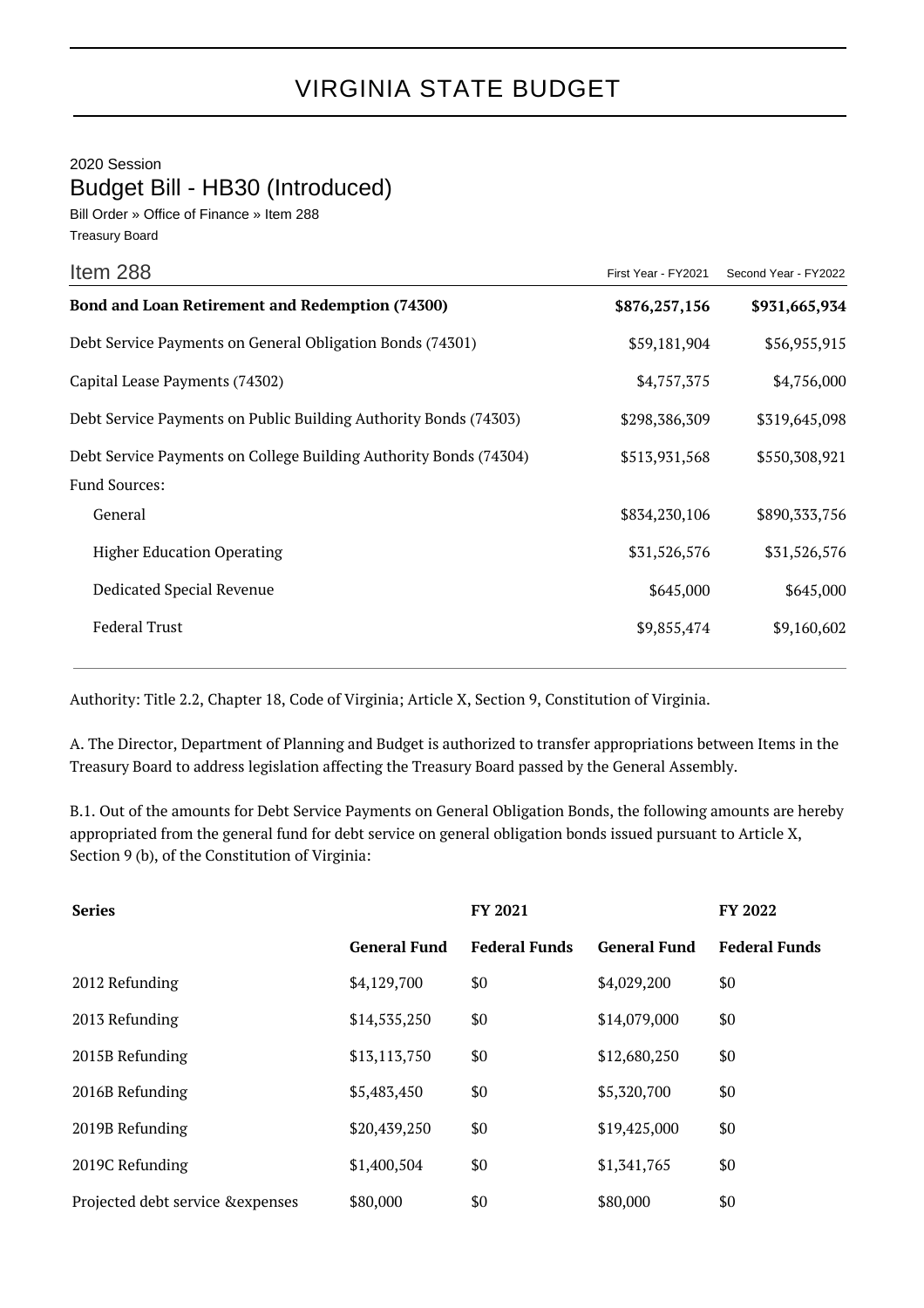# VIRGINIA STATE BUDGET

2020 Session

## Budget Bill - HB30 (Introduced)

Bill Order » Office of Finance » Item 288

Treasury Board

| Item 288 | First Year - FY2021 | Second Year - FY2022 |
|---|---|---|
| **Bond and Loan Retirement and Redemption (74300)** | **$876,257,156** | **$931,665,934** |
| Debt Service Payments on General Obligation Bonds (74301) | $59,181,904 | $56,955,915 |
| Capital Lease Payments (74302) | $4,757,375 | $4,756,000 |
| Debt Service Payments on Public Building Authority Bonds (74303) | $298,386,309 | $319,645,098 |
| Debt Service Payments on College Building Authority Bonds (74304) | $513,931,568 | $550,308,921 |
| Fund Sources: | | |
| General | $834,230,106 | $890,333,756 |
| Higher Education Operating | $31,526,576 | $31,526,576 |
| Dedicated Special Revenue | $645,000 | $645,000 |
| Federal Trust | $9,855,474 | $9,160,602 |

Authority: Title 2.2, Chapter 18, Code of Virginia; Article X, Section 9, Constitution of Virginia.

A. The Director, Department of Planning and Budget is authorized to transfer appropriations between Items in the Treasury Board to address legislation affecting the Treasury Board passed by the General Assembly.

B.1. Out of the amounts for Debt Service Payments on General Obligation Bonds, the following amounts are hereby appropriated from the general fund for debt service on general obligation bonds issued pursuant to Article X, Section 9 (b), of the Constitution of Virginia:

| Series | FY 2021 | | FY 2022 | |
|---|---|---|---|---|
| | General Fund | Federal Funds | General Fund | Federal Funds |
| 2012 Refunding | $4,129,700 | $0 | $4,029,200 | $0 |
| 2013 Refunding | $14,535,250 | $0 | $14,079,000 | $0 |
| 2015B Refunding | $13,113,750 | $0 | $12,680,250 | $0 |
| 2016B Refunding | $5,483,450 | $0 | $5,320,700 | $0 |
| 2019B Refunding | $20,439,250 | $0 | $19,425,000 | $0 |
| 2019C Refunding | $1,400,504 | $0 | $1,341,765 | $0 |
| Projected debt service &expenses | $80,000 | $0 | $80,000 | $0 |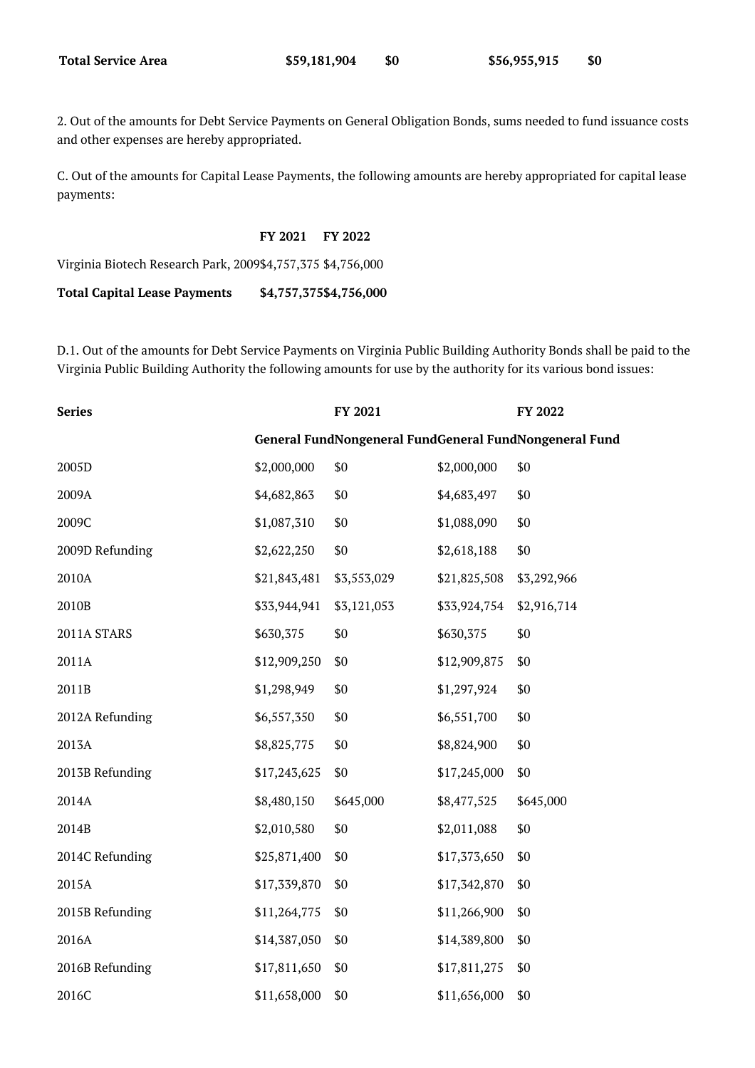| Total Service Area | $59,181,904 | $0 | $56,955,915 | $0 |
|---|---|---|---|---|

2. Out of the amounts for Debt Service Payments on General Obligation Bonds, sums needed to fund issuance costs and other expenses are hereby appropriated.

C. Out of the amounts for Capital Lease Payments, the following amounts are hereby appropriated for capital lease payments:

| | FY 2021 | FY 2022 |
|---|---|---|
| Virginia Biotech Research Park, 2009 | $4,757,375 | $4,756,000 |
| **Total Capital Lease Payments** | **$4,757,375** | **$4,756,000** |

D.1. Out of the amounts for Debt Service Payments on Virginia Public Building Authority Bonds shall be paid to the Virginia Public Building Authority the following amounts for use by the authority for its various bond issues:

| Series | FY 2021 | | FY 2022 | |
|---|---|---|---|---|
| | General Fund | Nongeneral Fund | General Fund | Nongeneral Fund |
| 2005D | $2,000,000 | $0 | $2,000,000 | $0 |
| 2009A | $4,682,863 | $0 | $4,683,497 | $0 |
| 2009C | $1,087,310 | $0 | $1,088,090 | $0 |
| 2009D Refunding | $2,622,250 | $0 | $2,618,188 | $0 |
| 2010A | $21,843,481 | $3,553,029 | $21,825,508 | $3,292,966 |
| 2010B | $33,944,941 | $3,121,053 | $33,924,754 | $2,916,714 |
| 2011A STARS | $630,375 | $0 | $630,375 | $0 |
| 2011A | $12,909,250 | $0 | $12,909,875 | $0 |
| 2011B | $1,298,949 | $0 | $1,297,924 | $0 |
| 2012A Refunding | $6,557,350 | $0 | $6,551,700 | $0 |
| 2013A | $8,825,775 | $0 | $8,824,900 | $0 |
| 2013B Refunding | $17,243,625 | $0 | $17,245,000 | $0 |
| 2014A | $8,480,150 | $645,000 | $8,477,525 | $645,000 |
| 2014B | $2,010,580 | $0 | $2,011,088 | $0 |
| 2014C Refunding | $25,871,400 | $0 | $17,373,650 | $0 |
| 2015A | $17,339,870 | $0 | $17,342,870 | $0 |
| 2015B Refunding | $11,264,775 | $0 | $11,266,900 | $0 |
| 2016A | $14,387,050 | $0 | $14,389,800 | $0 |
| 2016B Refunding | $17,811,650 | $0 | $17,811,275 | $0 |
| 2016C | $11,658,000 | $0 | $11,656,000 | $0 |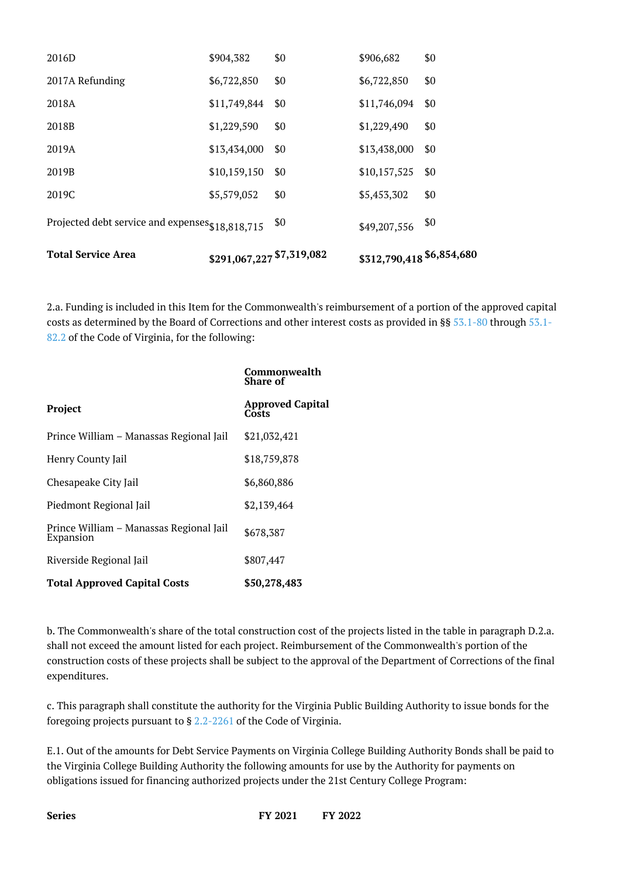| | | | | |
|---|---|---|---|---|
| 2016D | $904,382 | $0 | $906,682 | $0 |
| 2017A Refunding | $6,722,850 | $0 | $6,722,850 | $0 |
| 2018A | $11,749,844 | $0 | $11,746,094 | $0 |
| 2018B | $1,229,590 | $0 | $1,229,490 | $0 |
| 2019A | $13,434,000 | $0 | $13,438,000 | $0 |
| 2019B | $10,159,150 | $0 | $10,157,525 | $0 |
| 2019C | $5,579,052 | $0 | $5,453,302 | $0 |
| Projected debt service and expenses | $18,818,715 | $0 | $49,207,556 | $0 |
| **Total Service Area** | **$291,067,227** | **$7,319,082** | **$312,790,418** | **$6,854,680** |

2.a. Funding is included in this Item for the Commonwealth's reimbursement of a portion of the approved capital costs as determined by the Board of Corrections and other interest costs as provided in §§ 53.1-80 through 53.1-82.2 of the Code of Virginia, for the following:

| Project | Commonwealth Share of Approved Capital Costs |
|---|---|
| Prince William – Manassas Regional Jail | $21,032,421 |
| Henry County Jail | $18,759,878 |
| Chesapeake City Jail | $6,860,886 |
| Piedmont Regional Jail | $2,139,464 |
| Prince William – Manassas Regional Jail Expansion | $678,387 |
| Riverside Regional Jail | $807,447 |
| **Total Approved Capital Costs** | **$50,278,483** |

b. The Commonwealth's share of the total construction cost of the projects listed in the table in paragraph D.2.a. shall not exceed the amount listed for each project. Reimbursement of the Commonwealth's portion of the construction costs of these projects shall be subject to the approval of the Department of Corrections of the final expenditures.

c. This paragraph shall constitute the authority for the Virginia Public Building Authority to issue bonds for the foregoing projects pursuant to § 2.2-2261 of the Code of Virginia.

E.1. Out of the amounts for Debt Service Payments on Virginia College Building Authority Bonds shall be paid to the Virginia College Building Authority the following amounts for use by the Authority for payments on obligations issued for financing authorized projects under the 21st Century College Program:

| Series | FY 2021 | FY 2022 |
|---|---|---|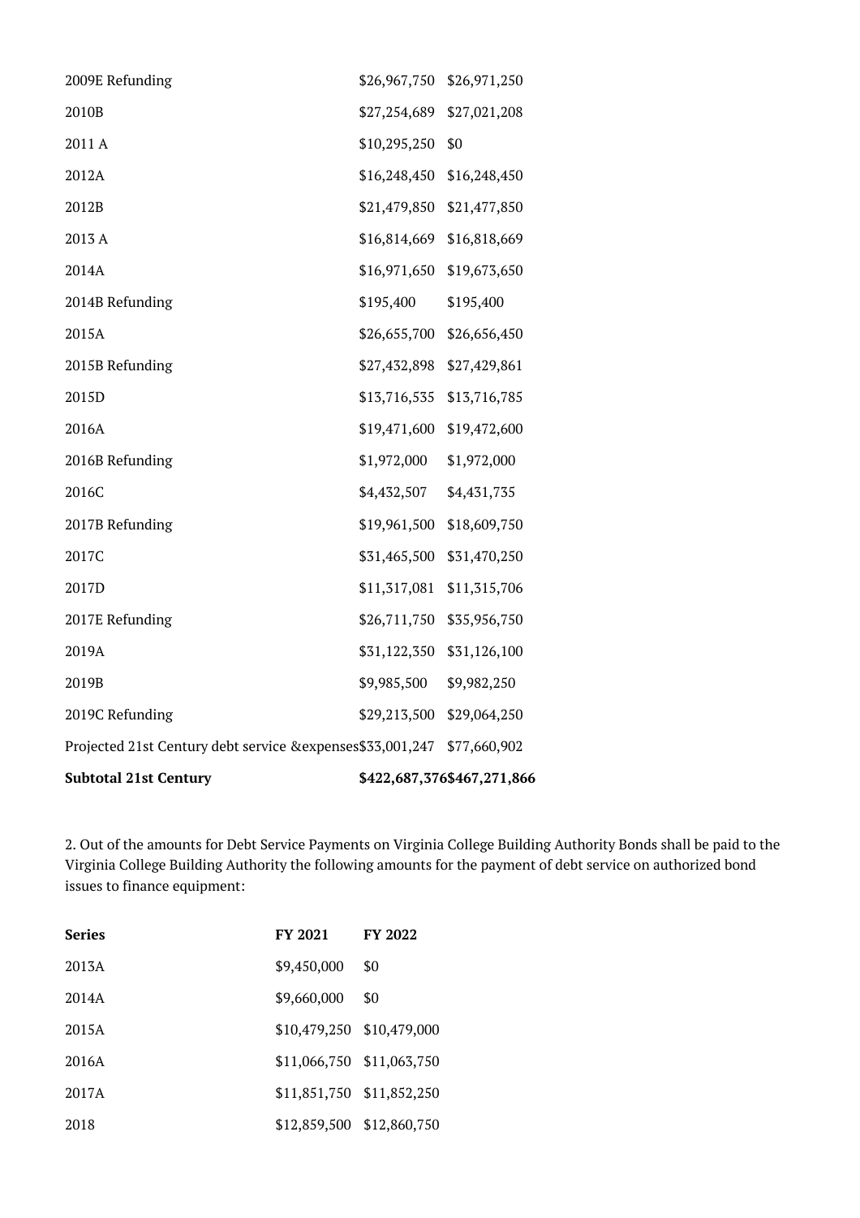| | | |
|---|---|---|
| 2009E Refunding | $26,967,750 | $26,971,250 |
| 2010B | $27,254,689 | $27,021,208 |
| 2011 A | $10,295,250 | $0 |
| 2012A | $16,248,450 | $16,248,450 |
| 2012B | $21,479,850 | $21,477,850 |
| 2013 A | $16,814,669 | $16,818,669 |
| 2014A | $16,971,650 | $19,673,650 |
| 2014B Refunding | $195,400 | $195,400 |
| 2015A | $26,655,700 | $26,656,450 |
| 2015B Refunding | $27,432,898 | $27,429,861 |
| 2015D | $13,716,535 | $13,716,785 |
| 2016A | $19,471,600 | $19,472,600 |
| 2016B Refunding | $1,972,000 | $1,972,000 |
| 2016C | $4,432,507 | $4,431,735 |
| 2017B Refunding | $19,961,500 | $18,609,750 |
| 2017C | $31,465,500 | $31,470,250 |
| 2017D | $11,317,081 | $11,315,706 |
| 2017E Refunding | $26,711,750 | $35,956,750 |
| 2019A | $31,122,350 | $31,126,100 |
| 2019B | $9,985,500 | $9,982,250 |
| 2019C Refunding | $29,213,500 | $29,064,250 |
| Projected 21st Century debt service &expenses | $33,001,247 | $77,660,902 |
| **Subtotal 21st Century** | **$422,687,376** | **$467,271,866** |

2. Out of the amounts for Debt Service Payments on Virginia College Building Authority Bonds shall be paid to the Virginia College Building Authority the following amounts for the payment of debt service on authorized bond issues to finance equipment:

| **Series** | **FY 2021** | **FY 2022** |
|---|---|---|
| 2013A | $9,450,000 | $0 |
| 2014A | $9,660,000 | $0 |
| 2015A | $10,479,250 | $10,479,000 |
| 2016A | $11,066,750 | $11,063,750 |
| 2017A | $11,851,750 | $11,852,250 |
| 2018 | $12,859,500 | $12,860,750 |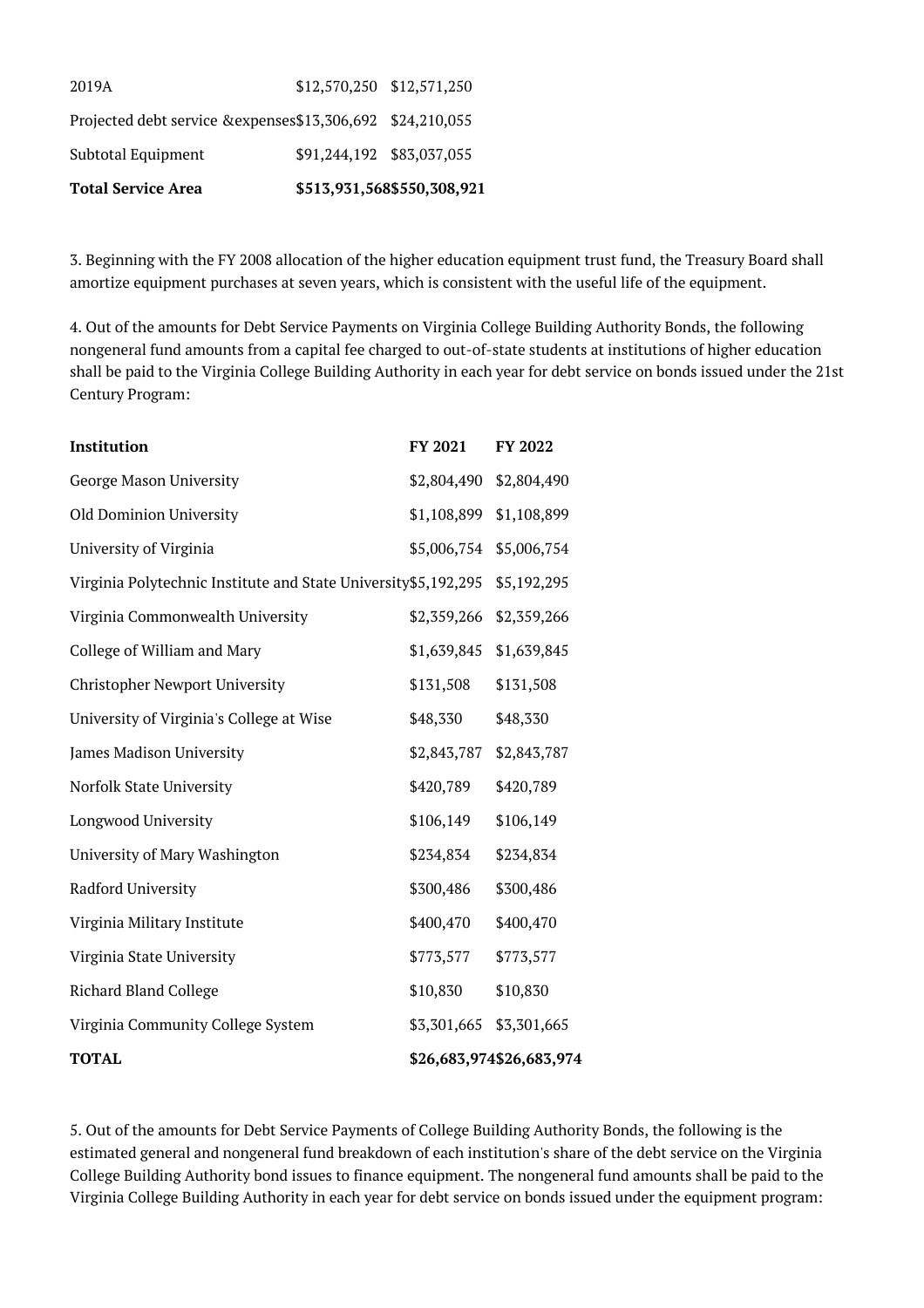| | | |
|---|---|---|
| 2019A | $12,570,250 | $12,571,250 |
| Projected debt service &expenses | $13,306,692 | $24,210,055 |
| Subtotal Equipment | $91,244,192 | $83,037,055 |
| **Total Service Area** | **$513,931,568** | **$550,308,921** |

3. Beginning with the FY 2008 allocation of the higher education equipment trust fund, the Treasury Board shall amortize equipment purchases at seven years, which is consistent with the useful life of the equipment.

4. Out of the amounts for Debt Service Payments on Virginia College Building Authority Bonds, the following nongeneral fund amounts from a capital fee charged to out-of-state students at institutions of higher education shall be paid to the Virginia College Building Authority in each year for debt service on bonds issued under the 21st Century Program:

| Institution | FY 2021 | FY 2022 |
|---|---|---|
| George Mason University | $2,804,490 | $2,804,490 |
| Old Dominion University | $1,108,899 | $1,108,899 |
| University of Virginia | $5,006,754 | $5,006,754 |
| Virginia Polytechnic Institute and State University | $5,192,295 | $5,192,295 |
| Virginia Commonwealth University | $2,359,266 | $2,359,266 |
| College of William and Mary | $1,639,845 | $1,639,845 |
| Christopher Newport University | $131,508 | $131,508 |
| University of Virginia's College at Wise | $48,330 | $48,330 |
| James Madison University | $2,843,787 | $2,843,787 |
| Norfolk State University | $420,789 | $420,789 |
| Longwood University | $106,149 | $106,149 |
| University of Mary Washington | $234,834 | $234,834 |
| Radford University | $300,486 | $300,486 |
| Virginia Military Institute | $400,470 | $400,470 |
| Virginia State University | $773,577 | $773,577 |
| Richard Bland College | $10,830 | $10,830 |
| Virginia Community College System | $3,301,665 | $3,301,665 |
| **TOTAL** | **$26,683,974** | **$26,683,974** |

5. Out of the amounts for Debt Service Payments of College Building Authority Bonds, the following is the estimated general and nongeneral fund breakdown of each institution's share of the debt service on the Virginia College Building Authority bond issues to finance equipment. The nongeneral fund amounts shall be paid to the Virginia College Building Authority in each year for debt service on bonds issued under the equipment program: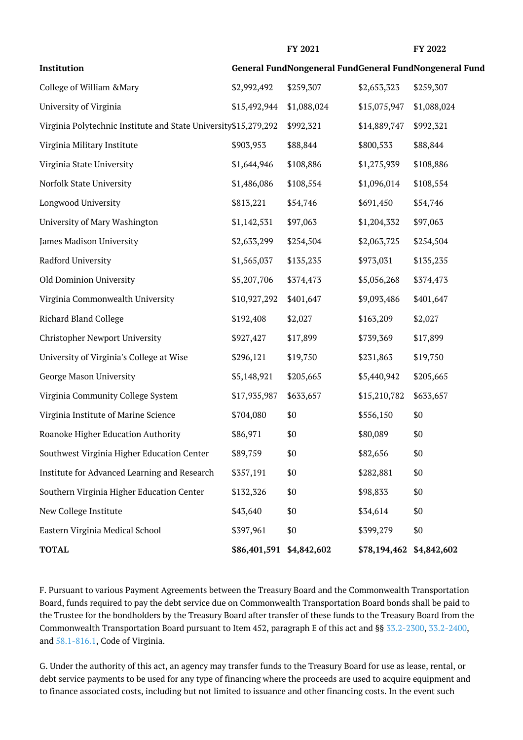| Institution | FY 2021 | | FY 2022 | |
|---|---|---|---|---|
| | General Fund | Nongeneral Fund | General Fund | Nongeneral Fund |
| College of William &Mary | $2,992,492 | $259,307 | $2,653,323 | $259,307 |
| University of Virginia | $15,492,944 | $1,088,024 | $15,075,947 | $1,088,024 |
| Virginia Polytechnic Institute and State University | $15,279,292 | $992,321 | $14,889,747 | $992,321 |
| Virginia Military Institute | $903,953 | $88,844 | $800,533 | $88,844 |
| Virginia State University | $1,644,946 | $108,886 | $1,275,939 | $108,886 |
| Norfolk State University | $1,486,086 | $108,554 | $1,096,014 | $108,554 |
| Longwood University | $813,221 | $54,746 | $691,450 | $54,746 |
| University of Mary Washington | $1,142,531 | $97,063 | $1,204,332 | $97,063 |
| James Madison University | $2,633,299 | $254,504 | $2,063,725 | $254,504 |
| Radford University | $1,565,037 | $135,235 | $973,031 | $135,235 |
| Old Dominion University | $5,207,706 | $374,473 | $5,056,268 | $374,473 |
| Virginia Commonwealth University | $10,927,292 | $401,647 | $9,093,486 | $401,647 |
| Richard Bland College | $192,408 | $2,027 | $163,209 | $2,027 |
| Christopher Newport University | $927,427 | $17,899 | $739,369 | $17,899 |
| University of Virginia's College at Wise | $296,121 | $19,750 | $231,863 | $19,750 |
| George Mason University | $5,148,921 | $205,665 | $5,440,942 | $205,665 |
| Virginia Community College System | $17,935,987 | $633,657 | $15,210,782 | $633,657 |
| Virginia Institute of Marine Science | $704,080 | $0 | $556,150 | $0 |
| Roanoke Higher Education Authority | $86,971 | $0 | $80,089 | $0 |
| Southwest Virginia Higher Education Center | $89,759 | $0 | $82,656 | $0 |
| Institute for Advanced Learning and Research | $357,191 | $0 | $282,881 | $0 |
| Southern Virginia Higher Education Center | $132,326 | $0 | $98,833 | $0 |
| New College Institute | $43,640 | $0 | $34,614 | $0 |
| Eastern Virginia Medical School | $397,961 | $0 | $399,279 | $0 |
| **TOTAL** | **$86,401,591** | **$4,842,602** | **$78,194,462** | **$4,842,602** |

F. Pursuant to various Payment Agreements between the Treasury Board and the Commonwealth Transportation Board, funds required to pay the debt service due on Commonwealth Transportation Board bonds shall be paid to the Trustee for the bondholders by the Treasury Board after transfer of these funds to the Treasury Board from the Commonwealth Transportation Board pursuant to Item 452, paragraph E of this act and §§ 33.2-2300, 33.2-2400, and 58.1-816.1, Code of Virginia.

G. Under the authority of this act, an agency may transfer funds to the Treasury Board for use as lease, rental, or debt service payments to be used for any type of financing where the proceeds are used to acquire equipment and to finance associated costs, including but not limited to issuance and other financing costs. In the event such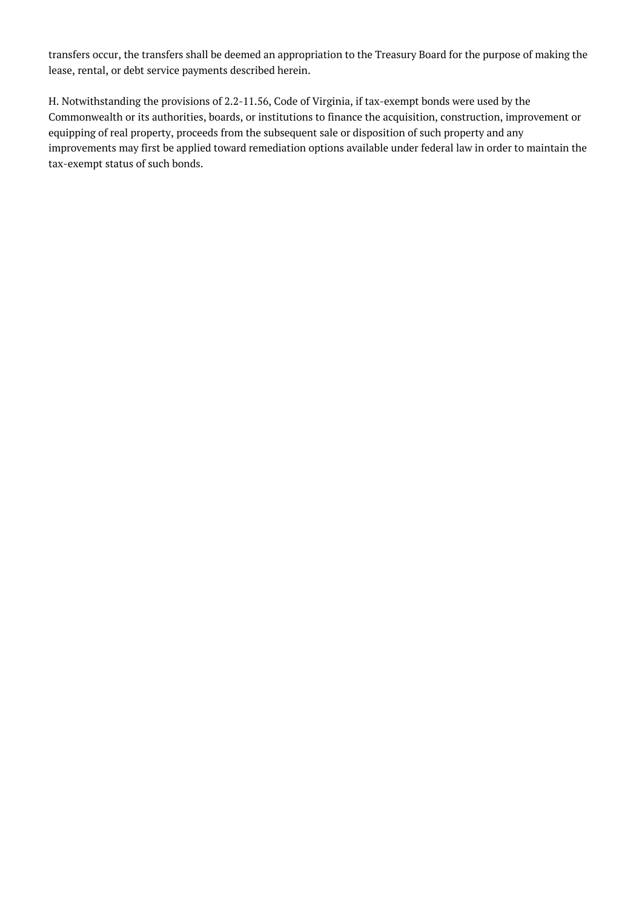transfers occur, the transfers shall be deemed an appropriation to the Treasury Board for the purpose of making the lease, rental, or debt service payments described herein.

H. Notwithstanding the provisions of 2.2-11.56, Code of Virginia, if tax-exempt bonds were used by the Commonwealth or its authorities, boards, or institutions to finance the acquisition, construction, improvement or equipping of real property, proceeds from the subsequent sale or disposition of such property and any improvements may first be applied toward remediation options available under federal law in order to maintain the tax-exempt status of such bonds.